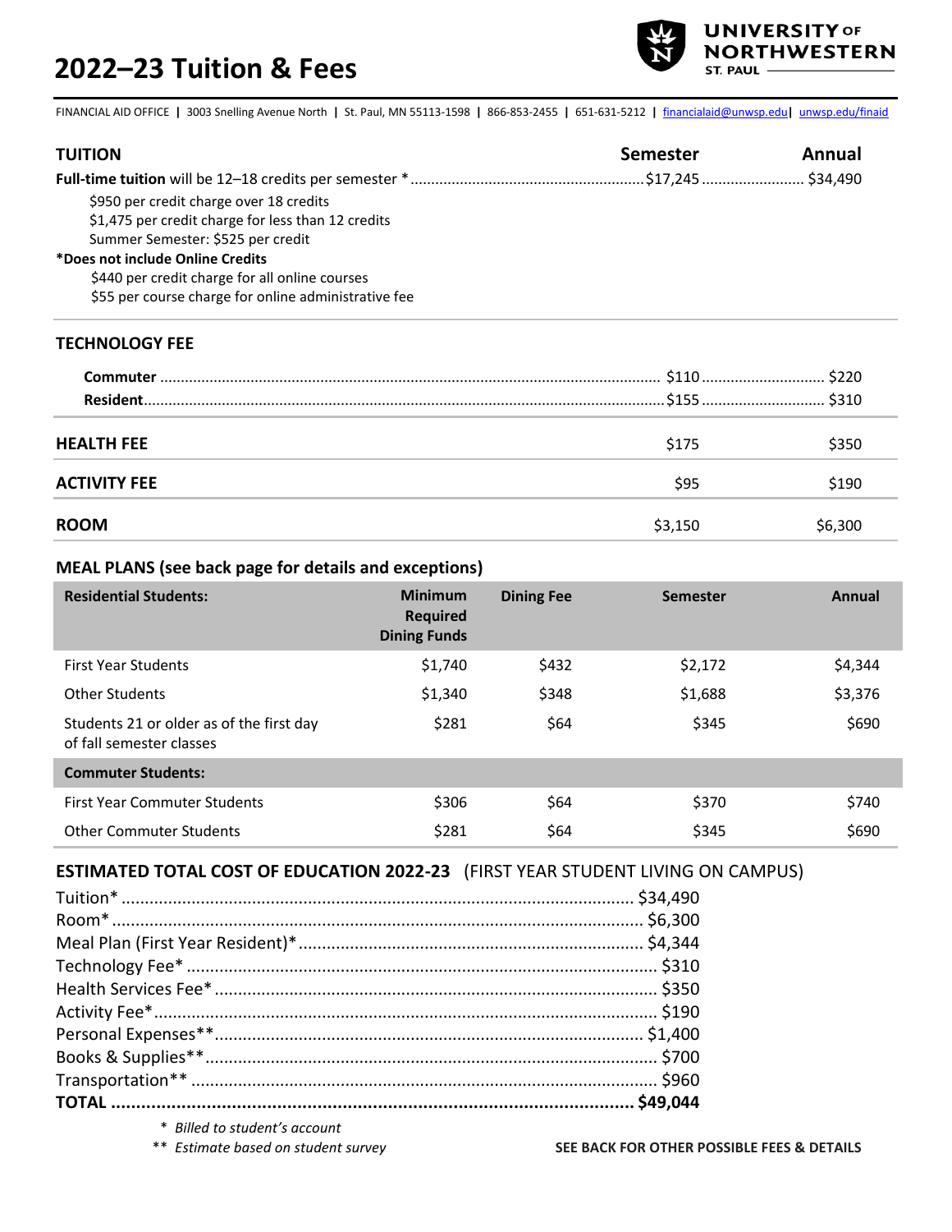# 2022–23 Tuition & Fees

UNIVERSITY OF NORTHWESTERN ST. PAUL

FINANCIAL AID OFFICE | 3003 Snelling Avenue North | St. Paul, MN 55113-1598 | 866-853-2455 | 651-631-5212 | financialaid@unwsp.edu | unwsp.edu/finaid

| TUITION | Semester | Annual |
|---|---|---|
| **Full-time tuition** will be 12–18 credits per semester * | $17,245 | $34,490 |

$950 per credit charge over 18 credits
$1,475 per credit charge for less than 12 credits
Summer Semester: $525 per credit

**\*Does not include Online Credits**
$440 per credit charge for all online courses
$55 per course charge for online administrative fee

| TECHNOLOGY FEE | Semester | Annual |
|---|---|---|
| **Commuter** | $110 | $220 |
| **Resident** | $155 | $310 |
| **HEALTH FEE** | $175 | $350 |
| **ACTIVITY FEE** | $95 | $190 |
| **ROOM** | $3,150 | $6,300 |

## MEAL PLANS (see back page for details and exceptions)

| Residential Students: | Minimum Required Dining Funds | Dining Fee | Semester | Annual |
|---|---|---|---|---|
| First Year Students | $1,740 | $432 | $2,172 | $4,344 |
| Other Students | $1,340 | $348 | $1,688 | $3,376 |
| Students 21 or older as of the first day of fall semester classes | $281 | $64 | $345 | $690 |
| **Commuter Students:** | | | | |
| First Year Commuter Students | $306 | $64 | $370 | $740 |
| Other Commuter Students | $281 | $64 | $345 | $690 |

## ESTIMATED TOTAL COST OF EDUCATION 2022-23 (FIRST YEAR STUDENT LIVING ON CAMPUS)

| Item | Cost |
|---|---|
| Tuition* | $34,490 |
| Room* | $6,300 |
| Meal Plan (First Year Resident)* | $4,344 |
| Technology Fee* | $310 |
| Health Services Fee* | $350 |
| Activity Fee* | $190 |
| Personal Expenses** | $1,400 |
| Books & Supplies** | $700 |
| Transportation** | $960 |
| **TOTAL** | **$49,044** |

\* *Billed to student's account*
\*\* *Estimate based on student survey*

**SEE BACK FOR OTHER POSSIBLE FEES & DETAILS**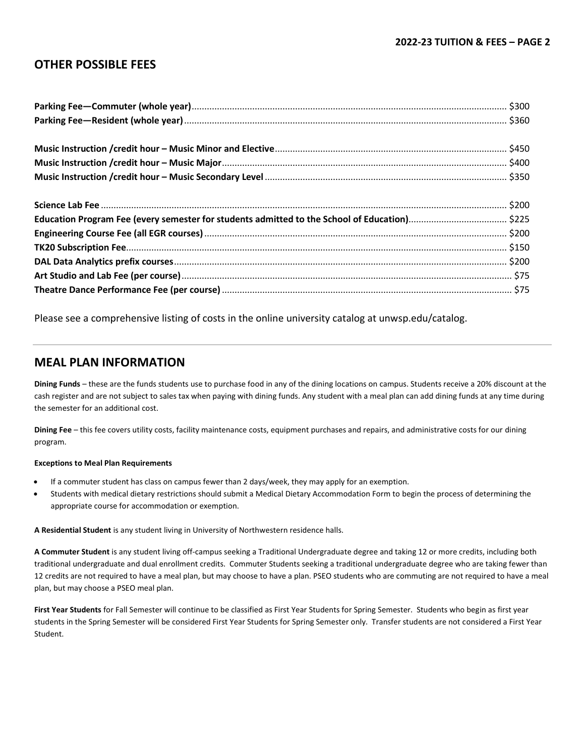## OTHER POSSIBLE FEES

| | |
|---|---|
| **Parking Fee—Commuter (whole year)** | $300 |
| **Parking Fee—Resident (whole year)** | $360 |
| **Music Instruction /credit hour – Music Minor and Elective** | $450 |
| **Music Instruction /credit hour – Music Major** | $400 |
| **Music Instruction /credit hour – Music Secondary Level** | $350 |
| **Science Lab Fee** | $200 |
| **Education Program Fee (every semester for students admitted to the School of Education)** | $225 |
| **Engineering Course Fee (all EGR courses)** | $200 |
| **TK20 Subscription Fee** | $150 |
| **DAL Data Analytics prefix courses** | $200 |
| **Art Studio and Lab Fee (per course)** | $75 |
| **Theatre Dance Performance Fee (per course)** | $75 |

Please see a comprehensive listing of costs in the online university catalog at unwsp.edu/catalog.

## MEAL PLAN INFORMATION

**Dining Funds** – these are the funds students use to purchase food in any of the dining locations on campus. Students receive a 20% discount at the cash register and are not subject to sales tax when paying with dining funds. Any student with a meal plan can add dining funds at any time during the semester for an additional cost.

**Dining Fee** – this fee covers utility costs, facility maintenance costs, equipment purchases and repairs, and administrative costs for our dining program.

#### Exceptions to Meal Plan Requirements

- If a commuter student has class on campus fewer than 2 days/week, they may apply for an exemption.
- Students with medical dietary restrictions should submit a Medical Dietary Accommodation Form to begin the process of determining the appropriate course for accommodation or exemption.

**A Residential Student** is any student living in University of Northwestern residence halls.

**A Commuter Student** is any student living off-campus seeking a Traditional Undergraduate degree and taking 12 or more credits, including both traditional undergraduate and dual enrollment credits. Commuter Students seeking a traditional undergraduate degree who are taking fewer than 12 credits are not required to have a meal plan, but may choose to have a plan. PSEO students who are commuting are not required to have a meal plan, but may choose a PSEO meal plan.

**First Year Students** for Fall Semester will continue to be classified as First Year Students for Spring Semester. Students who begin as first year students in the Spring Semester will be considered First Year Students for Spring Semester only. Transfer students are not considered a First Year Student.